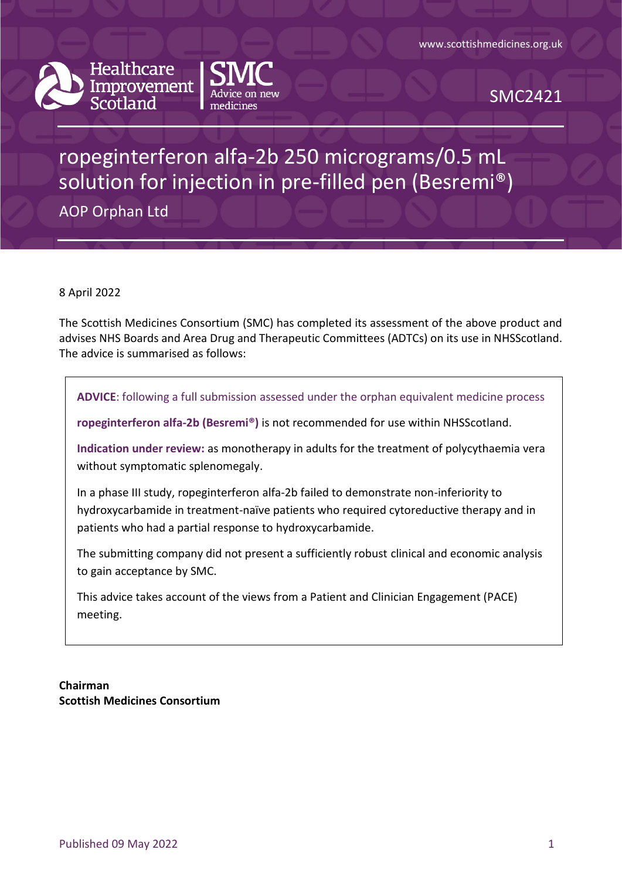Healthcare Improvement Scotland | SMC Advice on new medicines

www.scottishmedicines.org.uk

SMC2421

# ropeginterferon alfa-2b 250 micrograms/0.5 mL solution for injection in pre-filled pen (Besremi®)

AOP Orphan Ltd

8 April 2022

The Scottish Medicines Consortium (SMC) has completed its assessment of the above product and advises NHS Boards and Area Drug and Therapeutic Committees (ADTCs) on its use in NHSScotland. The advice is summarised as follows:

> **ADVICE**: following a full submission assessed under the orphan equivalent medicine process
>
> **ropeginterferon alfa-2b (Besremi®)** is not recommended for use within NHSScotland.
>
> **Indication under review:** as monotherapy in adults for the treatment of polycythaemia vera without symptomatic splenomegaly.
>
> In a phase III study, ropeginterferon alfa-2b failed to demonstrate non-inferiority to hydroxycarbamide in treatment-naïve patients who required cytoreductive therapy and in patients who had a partial response to hydroxycarbamide.
>
> The submitting company did not present a sufficiently robust clinical and economic analysis to gain acceptance by SMC.
>
> This advice takes account of the views from a Patient and Clinician Engagement (PACE) meeting.

**Chairman**
**Scottish Medicines Consortium**

Published 09 May 2022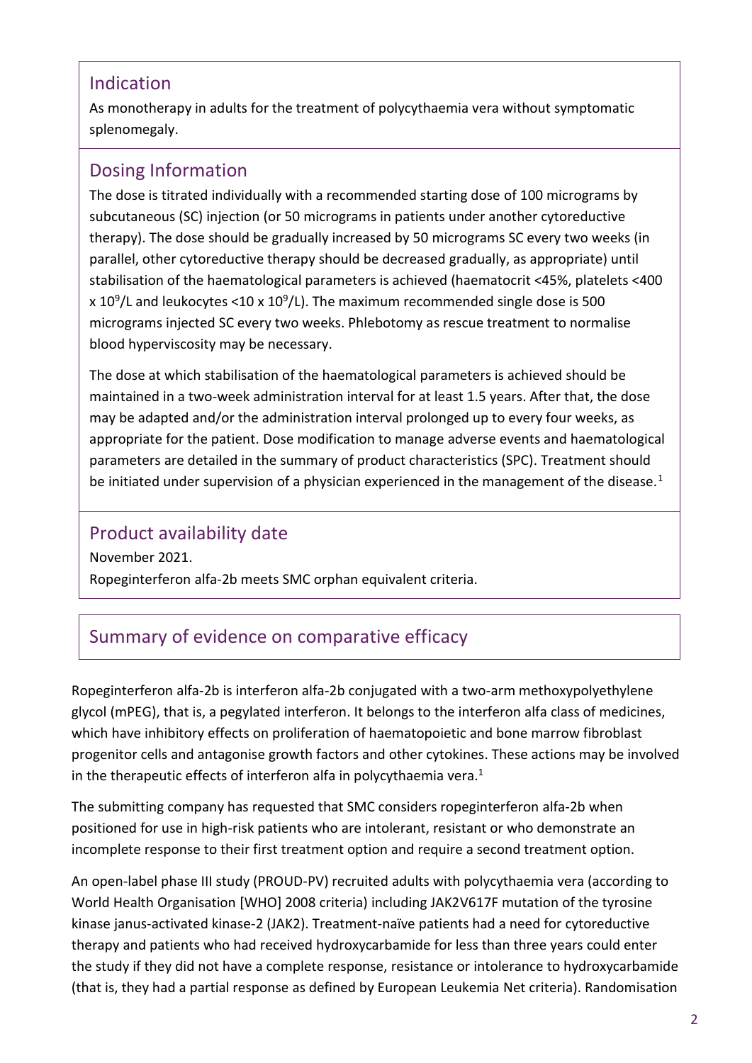## Indication

As monotherapy in adults for the treatment of polycythaemia vera without symptomatic splenomegaly.

## Dosing Information

The dose is titrated individually with a recommended starting dose of 100 micrograms by subcutaneous (SC) injection (or 50 micrograms in patients under another cytoreductive therapy). The dose should be gradually increased by 50 micrograms SC every two weeks (in parallel, other cytoreductive therapy should be decreased gradually, as appropriate) until stabilisation of the haematological parameters is achieved (haematocrit <45%, platelets <400 x $10^9$/L and leukocytes <10 x $10^9$/L). The maximum recommended single dose is 500 micrograms injected SC every two weeks. Phlebotomy as rescue treatment to normalise blood hyperviscosity may be necessary.

The dose at which stabilisation of the haematological parameters is achieved should be maintained in a two-week administration interval for at least 1.5 years. After that, the dose may be adapted and/or the administration interval prolonged up to every four weeks, as appropriate for the patient. Dose modification to manage adverse events and haematological parameters are detailed in the summary of product characteristics (SPC). Treatment should be initiated under supervision of a physician experienced in the management of the disease.[1]

## Product availability date

November 2021.

Ropeginterferon alfa-2b meets SMC orphan equivalent criteria.

## Summary of evidence on comparative efficacy

Ropeginterferon alfa-2b is interferon alfa-2b conjugated with a two-arm methoxypolyethylene glycol (mPEG), that is, a pegylated interferon. It belongs to the interferon alfa class of medicines, which have inhibitory effects on proliferation of haematopoietic and bone marrow fibroblast progenitor cells and antagonise growth factors and other cytokines. These actions may be involved in the therapeutic effects of interferon alfa in polycythaemia vera.[1]

The submitting company has requested that SMC considers ropeginterferon alfa-2b when positioned for use in high-risk patients who are intolerant, resistant or who demonstrate an incomplete response to their first treatment option and require a second treatment option.

An open-label phase III study (PROUD-PV) recruited adults with polycythaemia vera (according to World Health Organisation [WHO] 2008 criteria) including JAK2V617F mutation of the tyrosine kinase janus-activated kinase-2 (JAK2). Treatment-naïve patients had a need for cytoreductive therapy and patients who had received hydroxycarbamide for less than three years could enter the study if they did not have a complete response, resistance or intolerance to hydroxycarbamide (that is, they had a partial response as defined by European Leukemia Net criteria). Randomisation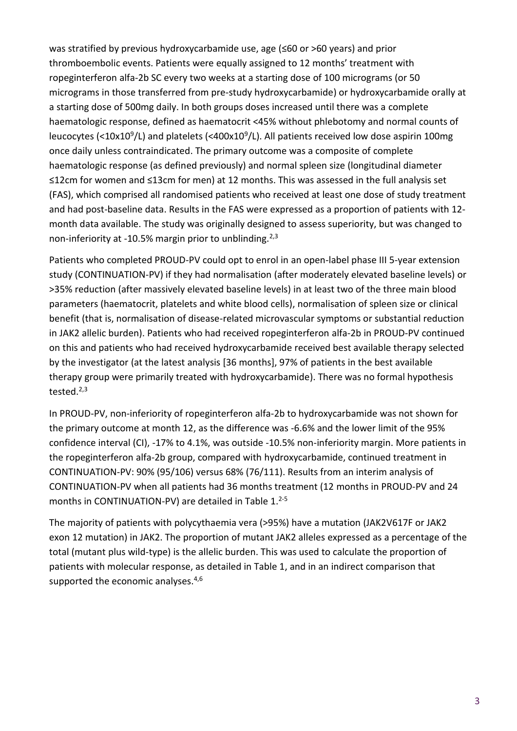was stratified by previous hydroxycarbamide use, age (≤60 or >60 years) and prior thromboembolic events. Patients were equally assigned to 12 months' treatment with ropeginterferon alfa-2b SC every two weeks at a starting dose of 100 micrograms (or 50 micrograms in those transferred from pre-study hydroxycarbamide) or hydroxycarbamide orally at a starting dose of 500mg daily. In both groups doses increased until there was a complete haematologic response, defined as haematocrit <45% without phlebotomy and normal counts of leucocytes ($<10x10^9/L$) and platelets ($<400x10^9/L$). All patients received low dose aspirin 100mg once daily unless contraindicated. The primary outcome was a composite of complete haematologic response (as defined previously) and normal spleen size (longitudinal diameter ≤12cm for women and ≤13cm for men) at 12 months. This was assessed in the full analysis set (FAS), which comprised all randomised patients who received at least one dose of study treatment and had post-baseline data. Results in the FAS were expressed as a proportion of patients with 12-month data available. The study was originally designed to assess superiority, but was changed to non-inferiority at -10.5% margin prior to unblinding.[2,3]

Patients who completed PROUD-PV could opt to enrol in an open-label phase III 5-year extension study (CONTINUATION-PV) if they had normalisation (after moderately elevated baseline levels) or >35% reduction (after massively elevated baseline levels) in at least two of the three main blood parameters (haematocrit, platelets and white blood cells), normalisation of spleen size or clinical benefit (that is, normalisation of disease-related microvascular symptoms or substantial reduction in JAK2 allelic burden). Patients who had received ropeginterferon alfa-2b in PROUD-PV continued on this and patients who had received hydroxycarbamide received best available therapy selected by the investigator (at the latest analysis [36 months], 97% of patients in the best available therapy group were primarily treated with hydroxycarbamide). There was no formal hypothesis tested.[2,3]

In PROUD-PV, non-inferiority of ropeginterferon alfa-2b to hydroxycarbamide was not shown for the primary outcome at month 12, as the difference was -6.6% and the lower limit of the 95% confidence interval (CI), -17% to 4.1%, was outside -10.5% non-inferiority margin. More patients in the ropeginterferon alfa-2b group, compared with hydroxycarbamide, continued treatment in CONTINUATION-PV: 90% (95/106) versus 68% (76/111). Results from an interim analysis of CONTINUATION-PV when all patients had 36 months treatment (12 months in PROUD-PV and 24 months in CONTINUATION-PV) are detailed in Table 1.[2-5]

The majority of patients with polycythaemia vera (>95%) have a mutation (JAK2V617F or JAK2 exon 12 mutation) in JAK2. The proportion of mutant JAK2 alleles expressed as a percentage of the total (mutant plus wild-type) is the allelic burden. This was used to calculate the proportion of patients with molecular response, as detailed in Table 1, and in an indirect comparison that supported the economic analyses.[4,6]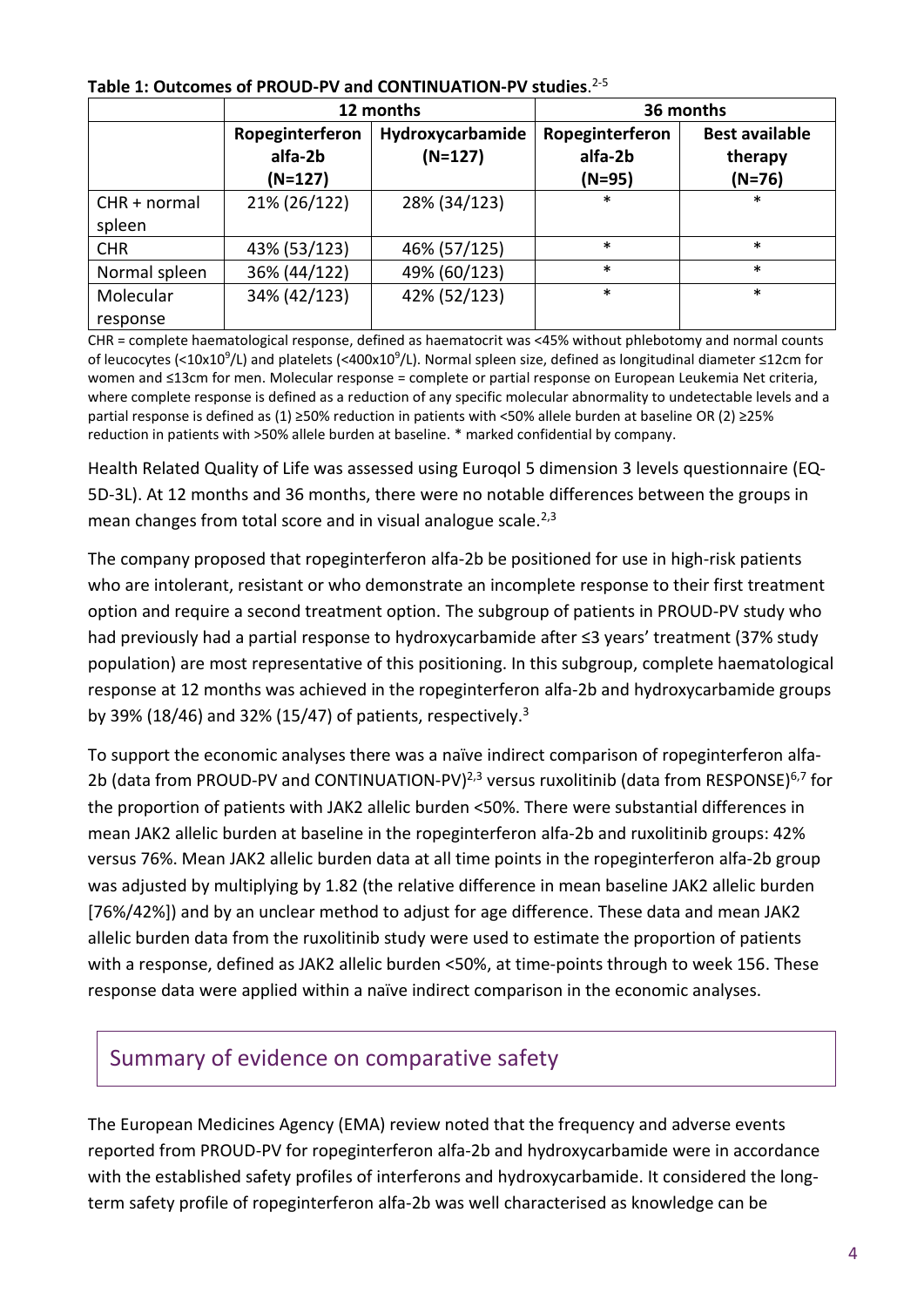**Table 1: Outcomes of PROUD-PV and CONTINUATION-PV studies.**[2-5]

| | 12 months | | 36 months | |
|---|---|---|---|---|
| | Ropeginterferon alfa-2b (N=127) | Hydroxycarbamide (N=127) | Ropeginterferon alfa-2b (N=95) | Best available therapy (N=76) |
| CHR + normal spleen | 21% (26/122) | 28% (34/123) | * | * |
| CHR | 43% (53/123) | 46% (57/125) | * | * |
| Normal spleen | 36% (44/122) | 49% (60/123) | * | * |
| Molecular response | 34% (42/123) | 42% (52/123) | * | * |

CHR = complete haematological response, defined as haematocrit was <45% without phlebotomy and normal counts of leucocytes ($<10 \times 10^9$/L) and platelets ($<400 \times 10^9$/L). Normal spleen size, defined as longitudinal diameter ≤12cm for women and ≤13cm for men. Molecular response = complete or partial response on European Leukemia Net criteria, where complete response is defined as a reduction of any specific molecular abnormality to undetectable levels and a partial response is defined as (1) ≥50% reduction in patients with <50% allele burden at baseline OR (2) ≥25% reduction in patients with >50% allele burden at baseline. * marked confidential by company.

Health Related Quality of Life was assessed using Euroqol 5 dimension 3 levels questionnaire (EQ-5D-3L). At 12 months and 36 months, there were no notable differences between the groups in mean changes from total score and in visual analogue scale.[2,3]

The company proposed that ropeginterferon alfa-2b be positioned for use in high-risk patients who are intolerant, resistant or who demonstrate an incomplete response to their first treatment option and require a second treatment option. The subgroup of patients in PROUD-PV study who had previously had a partial response to hydroxycarbamide after ≤3 years' treatment (37% study population) are most representative of this positioning. In this subgroup, complete haematological response at 12 months was achieved in the ropeginterferon alfa-2b and hydroxycarbamide groups by 39% (18/46) and 32% (15/47) of patients, respectively.[3]

To support the economic analyses there was a naïve indirect comparison of ropeginterferon alfa-2b (data from PROUD-PV and CONTINUATION-PV)[2,3] versus ruxolitinib (data from RESPONSE)[6,7] for the proportion of patients with JAK2 allelic burden <50%. There were substantial differences in mean JAK2 allelic burden at baseline in the ropeginterferon alfa-2b and ruxolitinib groups: 42% versus 76%. Mean JAK2 allelic burden data at all time points in the ropeginterferon alfa-2b group was adjusted by multiplying by 1.82 (the relative difference in mean baseline JAK2 allelic burden [76%/42%]) and by an unclear method to adjust for age difference. These data and mean JAK2 allelic burden data from the ruxolitinib study were used to estimate the proportion of patients with a response, defined as JAK2 allelic burden <50%, at time-points through to week 156. These response data were applied within a naïve indirect comparison in the economic analyses.

## Summary of evidence on comparative safety

The European Medicines Agency (EMA) review noted that the frequency and adverse events reported from PROUD-PV for ropeginterferon alfa-2b and hydroxycarbamide were in accordance with the established safety profiles of interferons and hydroxycarbamide. It considered the long-term safety profile of ropeginterferon alfa-2b was well characterised as knowledge can be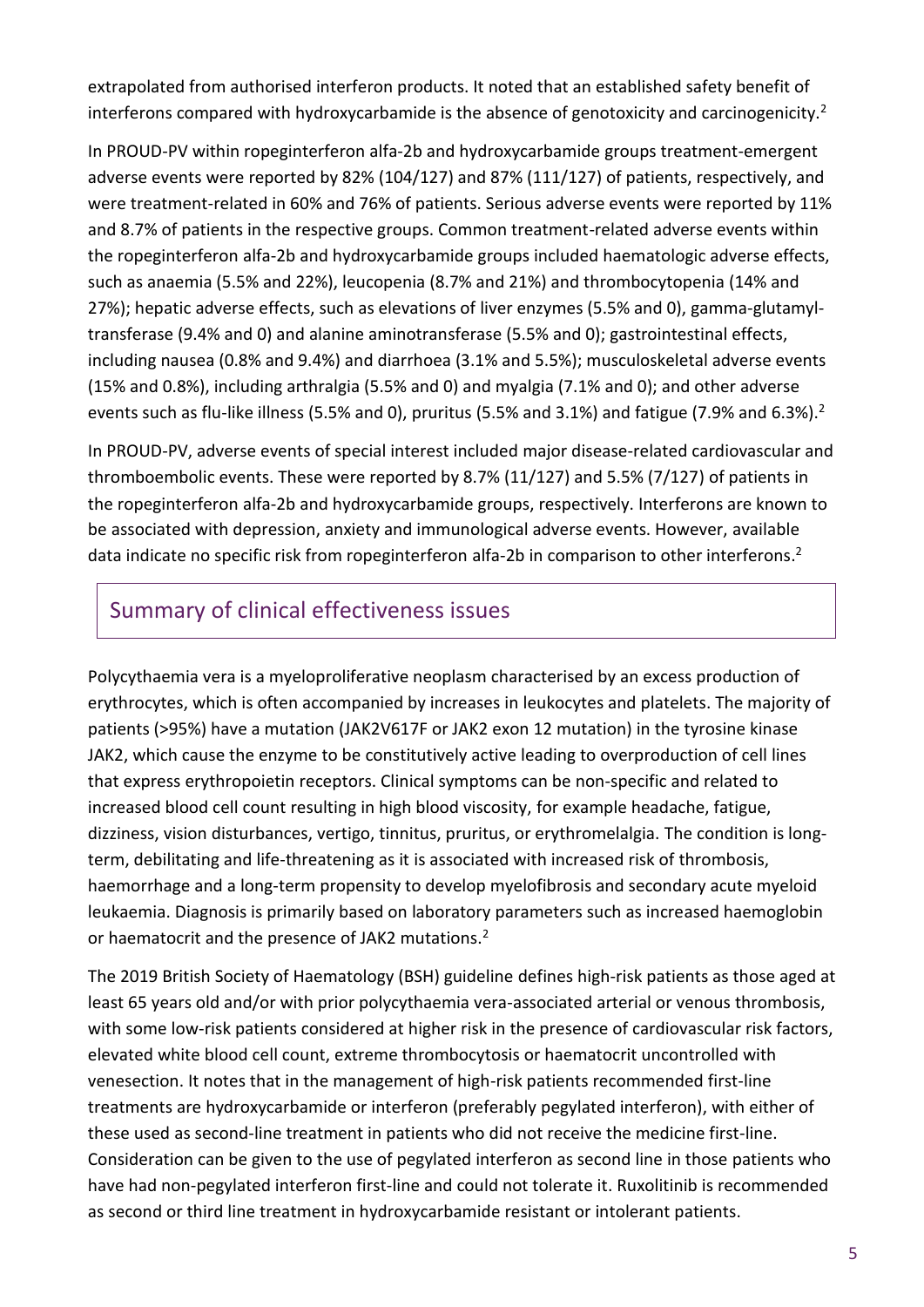extrapolated from authorised interferon products. It noted that an established safety benefit of interferons compared with hydroxycarbamide is the absence of genotoxicity and carcinogenicity.[2]

In PROUD-PV within ropeginterferon alfa-2b and hydroxycarbamide groups treatment-emergent adverse events were reported by 82% (104/127) and 87% (111/127) of patients, respectively, and were treatment-related in 60% and 76% of patients. Serious adverse events were reported by 11% and 8.7% of patients in the respective groups. Common treatment-related adverse events within the ropeginterferon alfa-2b and hydroxycarbamide groups included haematologic adverse effects, such as anaemia (5.5% and 22%), leucopenia (8.7% and 21%) and thrombocytopenia (14% and 27%); hepatic adverse effects, such as elevations of liver enzymes (5.5% and 0), gamma-glutamyl-transferase (9.4% and 0) and alanine aminotransferase (5.5% and 0); gastrointestinal effects, including nausea (0.8% and 9.4%) and diarrhoea (3.1% and 5.5%); musculoskeletal adverse events (15% and 0.8%), including arthralgia (5.5% and 0) and myalgia (7.1% and 0); and other adverse events such as flu-like illness (5.5% and 0), pruritus (5.5% and 3.1%) and fatigue (7.9% and 6.3%).[2]

In PROUD-PV, adverse events of special interest included major disease-related cardiovascular and thromboembolic events. These were reported by 8.7% (11/127) and 5.5% (7/127) of patients in the ropeginterferon alfa-2b and hydroxycarbamide groups, respectively. Interferons are known to be associated with depression, anxiety and immunological adverse events. However, available data indicate no specific risk from ropeginterferon alfa-2b in comparison to other interferons.[2]

## Summary of clinical effectiveness issues

Polycythaemia vera is a myeloproliferative neoplasm characterised by an excess production of erythrocytes, which is often accompanied by increases in leukocytes and platelets. The majority of patients (>95%) have a mutation (JAK2V617F or JAK2 exon 12 mutation) in the tyrosine kinase JAK2, which cause the enzyme to be constitutively active leading to overproduction of cell lines that express erythropoietin receptors. Clinical symptoms can be non-specific and related to increased blood cell count resulting in high blood viscosity, for example headache, fatigue, dizziness, vision disturbances, vertigo, tinnitus, pruritus, or erythromelalgia. The condition is long-term, debilitating and life-threatening as it is associated with increased risk of thrombosis, haemorrhage and a long-term propensity to develop myelofibrosis and secondary acute myeloid leukaemia. Diagnosis is primarily based on laboratory parameters such as increased haemoglobin or haematocrit and the presence of JAK2 mutations.[2]

The 2019 British Society of Haematology (BSH) guideline defines high-risk patients as those aged at least 65 years old and/or with prior polycythaemia vera-associated arterial or venous thrombosis, with some low-risk patients considered at higher risk in the presence of cardiovascular risk factors, elevated white blood cell count, extreme thrombocytosis or haematocrit uncontrolled with venesection. It notes that in the management of high-risk patients recommended first-line treatments are hydroxycarbamide or interferon (preferably pegylated interferon), with either of these used as second-line treatment in patients who did not receive the medicine first-line. Consideration can be given to the use of pegylated interferon as second line in those patients who have had non-pegylated interferon first-line and could not tolerate it. Ruxolitinib is recommended as second or third line treatment in hydroxycarbamide resistant or intolerant patients.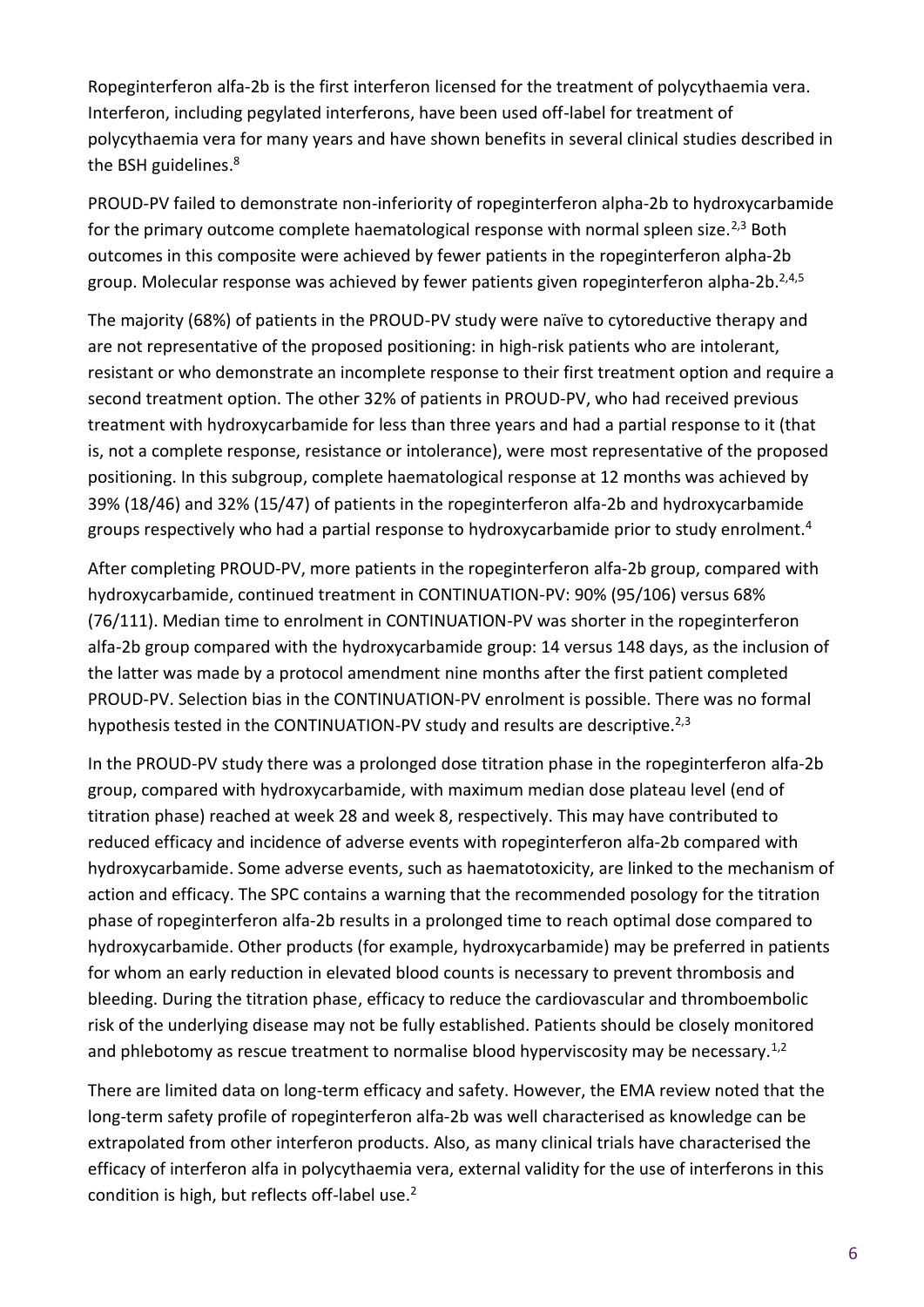Ropeginterferon alfa-2b is the first interferon licensed for the treatment of polycythaemia vera. Interferon, including pegylated interferons, have been used off-label for treatment of polycythaemia vera for many years and have shown benefits in several clinical studies described in the BSH guidelines.[8]

PROUD-PV failed to demonstrate non-inferiority of ropeginterferon alpha-2b to hydroxycarbamide for the primary outcome complete haematological response with normal spleen size.[2,3] Both outcomes in this composite were achieved by fewer patients in the ropeginterferon alpha-2b group. Molecular response was achieved by fewer patients given ropeginterferon alpha-2b.[2,4,5]

The majority (68%) of patients in the PROUD-PV study were naïve to cytoreductive therapy and are not representative of the proposed positioning: in high-risk patients who are intolerant, resistant or who demonstrate an incomplete response to their first treatment option and require a second treatment option. The other 32% of patients in PROUD-PV, who had received previous treatment with hydroxycarbamide for less than three years and had a partial response to it (that is, not a complete response, resistance or intolerance), were most representative of the proposed positioning. In this subgroup, complete haematological response at 12 months was achieved by 39% (18/46) and 32% (15/47) of patients in the ropeginterferon alfa-2b and hydroxycarbamide groups respectively who had a partial response to hydroxycarbamide prior to study enrolment.[4]

After completing PROUD-PV, more patients in the ropeginterferon alfa-2b group, compared with hydroxycarbamide, continued treatment in CONTINUATION-PV: 90% (95/106) versus 68% (76/111). Median time to enrolment in CONTINUATION-PV was shorter in the ropeginterferon alfa-2b group compared with the hydroxycarbamide group: 14 versus 148 days, as the inclusion of the latter was made by a protocol amendment nine months after the first patient completed PROUD-PV. Selection bias in the CONTINUATION-PV enrolment is possible. There was no formal hypothesis tested in the CONTINUATION-PV study and results are descriptive.[2,3]

In the PROUD-PV study there was a prolonged dose titration phase in the ropeginterferon alfa-2b group, compared with hydroxycarbamide, with maximum median dose plateau level (end of titration phase) reached at week 28 and week 8, respectively. This may have contributed to reduced efficacy and incidence of adverse events with ropeginterferon alfa-2b compared with hydroxycarbamide. Some adverse events, such as haematotoxicity, are linked to the mechanism of action and efficacy. The SPC contains a warning that the recommended posology for the titration phase of ropeginterferon alfa-2b results in a prolonged time to reach optimal dose compared to hydroxycarbamide. Other products (for example, hydroxycarbamide) may be preferred in patients for whom an early reduction in elevated blood counts is necessary to prevent thrombosis and bleeding. During the titration phase, efficacy to reduce the cardiovascular and thromboembolic risk of the underlying disease may not be fully established. Patients should be closely monitored and phlebotomy as rescue treatment to normalise blood hyperviscosity may be necessary.[1,2]

There are limited data on long-term efficacy and safety. However, the EMA review noted that the long-term safety profile of ropeginterferon alfa-2b was well characterised as knowledge can be extrapolated from other interferon products. Also, as many clinical trials have characterised the efficacy of interferon alfa in polycythaemia vera, external validity for the use of interferons in this condition is high, but reflects off-label use.[2]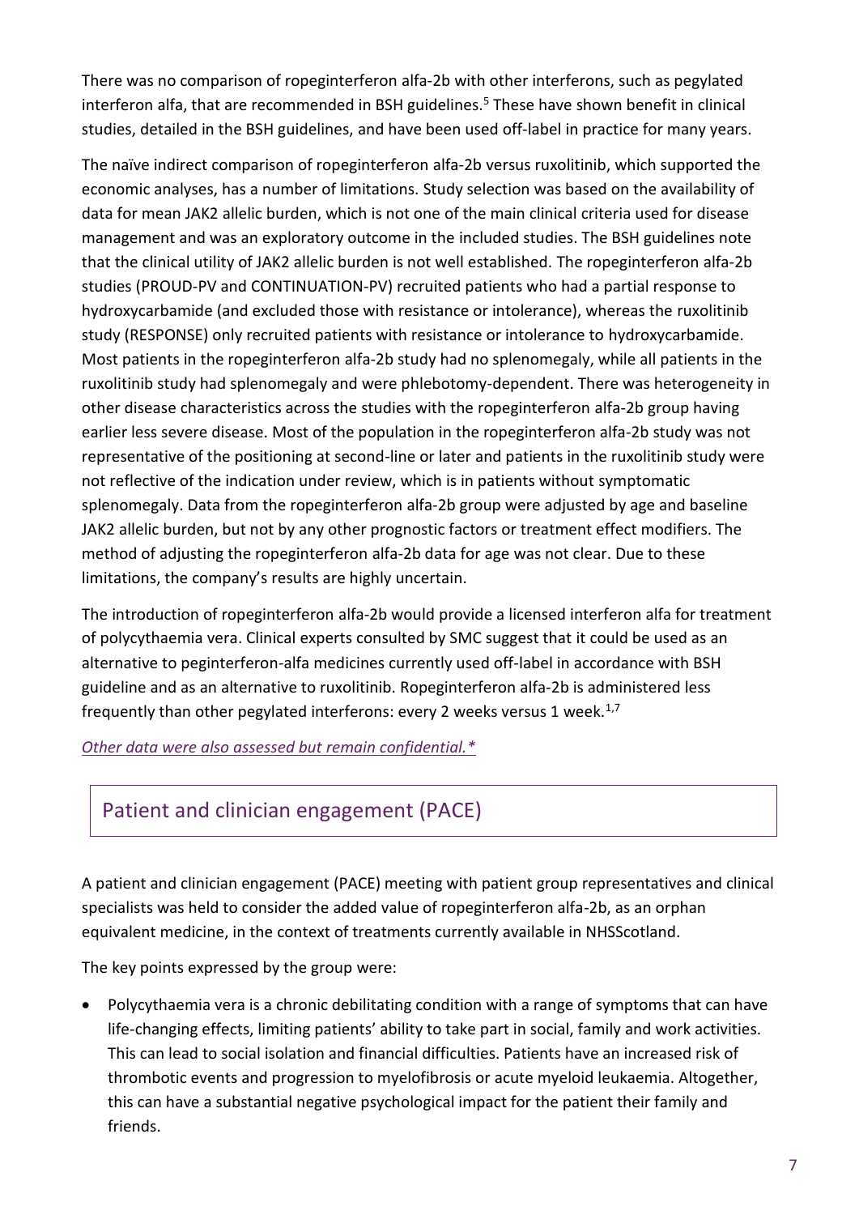There was no comparison of ropeginterferon alfa-2b with other interferons, such as pegylated interferon alfa, that are recommended in BSH guidelines.[5] These have shown benefit in clinical studies, detailed in the BSH guidelines, and have been used off-label in practice for many years.

The naïve indirect comparison of ropeginterferon alfa-2b versus ruxolitinib, which supported the economic analyses, has a number of limitations. Study selection was based on the availability of data for mean JAK2 allelic burden, which is not one of the main clinical criteria used for disease management and was an exploratory outcome in the included studies. The BSH guidelines note that the clinical utility of JAK2 allelic burden is not well established. The ropeginterferon alfa-2b studies (PROUD-PV and CONTINUATION-PV) recruited patients who had a partial response to hydroxycarbamide (and excluded those with resistance or intolerance), whereas the ruxolitinib study (RESPONSE) only recruited patients with resistance or intolerance to hydroxycarbamide. Most patients in the ropeginterferon alfa-2b study had no splenomegaly, while all patients in the ruxolitinib study had splenomegaly and were phlebotomy-dependent. There was heterogeneity in other disease characteristics across the studies with the ropeginterferon alfa-2b group having earlier less severe disease. Most of the population in the ropeginterferon alfa-2b study was not representative of the positioning at second-line or later and patients in the ruxolitinib study were not reflective of the indication under review, which is in patients without symptomatic splenomegaly. Data from the ropeginterferon alfa-2b group were adjusted by age and baseline JAK2 allelic burden, but not by any other prognostic factors or treatment effect modifiers. The method of adjusting the ropeginterferon alfa-2b data for age was not clear. Due to these limitations, the company's results are highly uncertain.

The introduction of ropeginterferon alfa-2b would provide a licensed interferon alfa for treatment of polycythaemia vera. Clinical experts consulted by SMC suggest that it could be used as an alternative to peginterferon-alfa medicines currently used off-label in accordance with BSH guideline and as an alternative to ruxolitinib. Ropeginterferon alfa-2b is administered less frequently than other pegylated interferons: every 2 weeks versus 1 week.[1,7]

*Other data were also assessed but remain confidential.**

## Patient and clinician engagement (PACE)

A patient and clinician engagement (PACE) meeting with patient group representatives and clinical specialists was held to consider the added value of ropeginterferon alfa-2b, as an orphan equivalent medicine, in the context of treatments currently available in NHSScotland.

The key points expressed by the group were:

- Polycythaemia vera is a chronic debilitating condition with a range of symptoms that can have life-changing effects, limiting patients' ability to take part in social, family and work activities. This can lead to social isolation and financial difficulties. Patients have an increased risk of thrombotic events and progression to myelofibrosis or acute myeloid leukaemia. Altogether, this can have a substantial negative psychological impact for the patient their family and friends.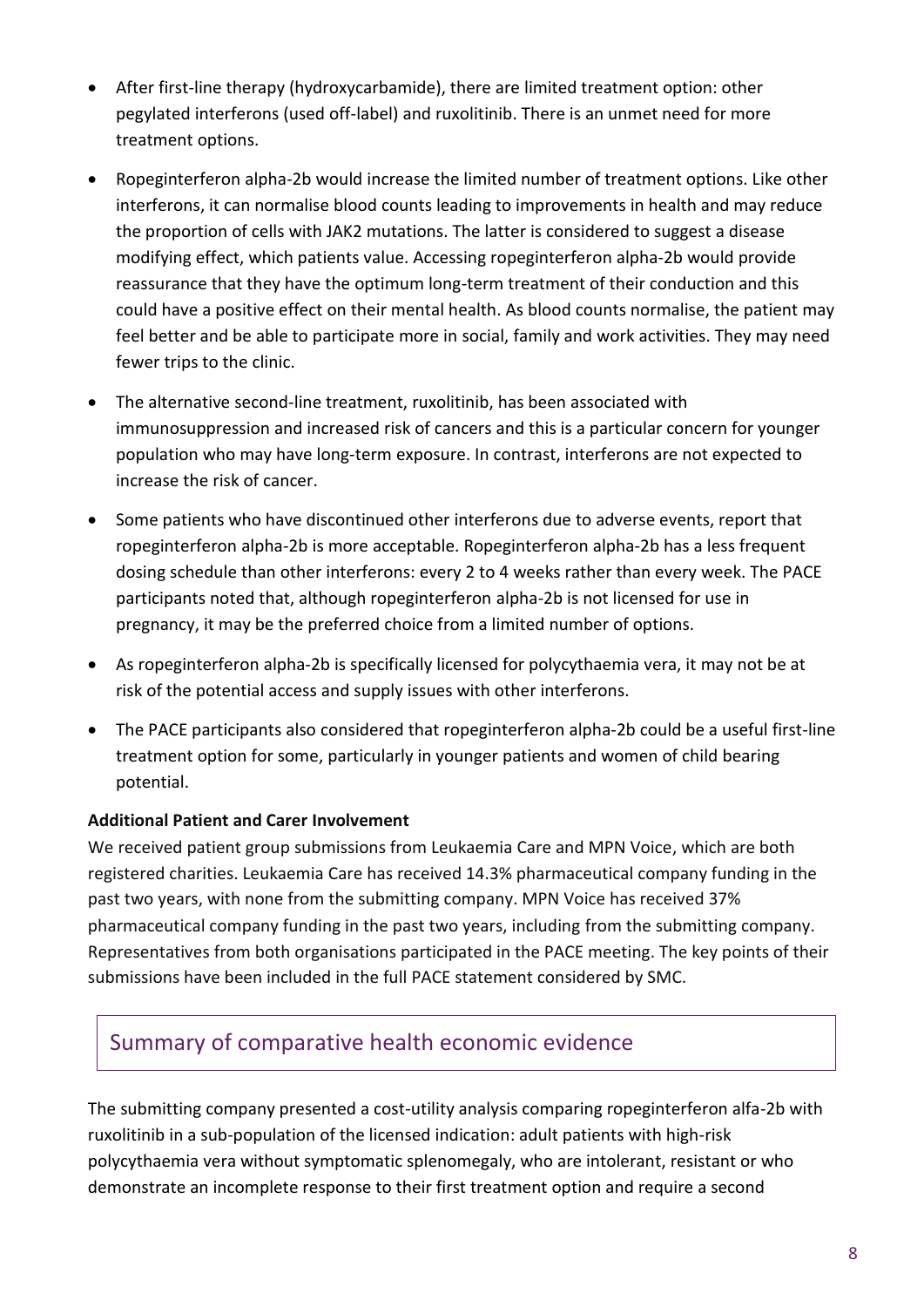- After first-line therapy (hydroxycarbamide), there are limited treatment option: other pegylated interferons (used off-label) and ruxolitinib. There is an unmet need for more treatment options.
- Ropeginterferon alpha-2b would increase the limited number of treatment options. Like other interferons, it can normalise blood counts leading to improvements in health and may reduce the proportion of cells with JAK2 mutations. The latter is considered to suggest a disease modifying effect, which patients value. Accessing ropeginterferon alpha-2b would provide reassurance that they have the optimum long-term treatment of their conduction and this could have a positive effect on their mental health. As blood counts normalise, the patient may feel better and be able to participate more in social, family and work activities. They may need fewer trips to the clinic.
- The alternative second-line treatment, ruxolitinib, has been associated with immunosuppression and increased risk of cancers and this is a particular concern for younger population who may have long-term exposure. In contrast, interferons are not expected to increase the risk of cancer.
- Some patients who have discontinued other interferons due to adverse events, report that ropeginterferon alpha-2b is more acceptable. Ropeginterferon alpha-2b has a less frequent dosing schedule than other interferons: every 2 to 4 weeks rather than every week. The PACE participants noted that, although ropeginterferon alpha-2b is not licensed for use in pregnancy, it may be the preferred choice from a limited number of options.
- As ropeginterferon alpha-2b is specifically licensed for polycythaemia vera, it may not be at risk of the potential access and supply issues with other interferons.
- The PACE participants also considered that ropeginterferon alpha-2b could be a useful first-line treatment option for some, particularly in younger patients and women of child bearing potential.

**Additional Patient and Carer Involvement**

We received patient group submissions from Leukaemia Care and MPN Voice, which are both registered charities. Leukaemia Care has received 14.3% pharmaceutical company funding in the past two years, with none from the submitting company. MPN Voice has received 37% pharmaceutical company funding in the past two years, including from the submitting company. Representatives from both organisations participated in the PACE meeting. The key points of their submissions have been included in the full PACE statement considered by SMC.

## Summary of comparative health economic evidence

The submitting company presented a cost-utility analysis comparing ropeginterferon alfa-2b with ruxolitinib in a sub-population of the licensed indication: adult patients with high-risk polycythaemia vera without symptomatic splenomegaly, who are intolerant, resistant or who demonstrate an incomplete response to their first treatment option and require a second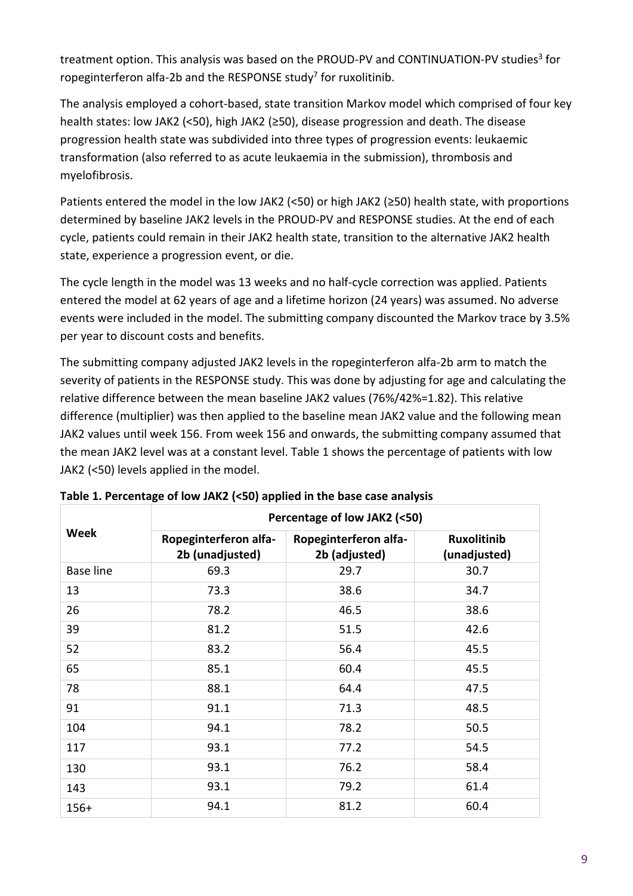treatment option. This analysis was based on the PROUD-PV and CONTINUATION-PV studies[3] for ropeginterferon alfa-2b and the RESPONSE study[7] for ruxolitinib.

The analysis employed a cohort-based, state transition Markov model which comprised of four key health states: low JAK2 (<50), high JAK2 (≥50), disease progression and death. The disease progression health state was subdivided into three types of progression events: leukaemic transformation (also referred to as acute leukaemia in the submission), thrombosis and myelofibrosis.

Patients entered the model in the low JAK2 (<50) or high JAK2 (≥50) health state, with proportions determined by baseline JAK2 levels in the PROUD-PV and RESPONSE studies. At the end of each cycle, patients could remain in their JAK2 health state, transition to the alternative JAK2 health state, experience a progression event, or die.

The cycle length in the model was 13 weeks and no half-cycle correction was applied. Patients entered the model at 62 years of age and a lifetime horizon (24 years) was assumed. No adverse events were included in the model. The submitting company discounted the Markov trace by 3.5% per year to discount costs and benefits.

The submitting company adjusted JAK2 levels in the ropeginterferon alfa-2b arm to match the severity of patients in the RESPONSE study. This was done by adjusting for age and calculating the relative difference between the mean baseline JAK2 values (76%/42%=1.82). This relative difference (multiplier) was then applied to the baseline mean JAK2 value and the following mean JAK2 values until week 156. From week 156 and onwards, the submitting company assumed that the mean JAK2 level was at a constant level. Table 1 shows the percentage of patients with low JAK2 (<50) levels applied in the model.

**Table 1. Percentage of low JAK2 (<50) applied in the base case analysis**

| Week | Percentage of low JAK2 (<50) | | |
|---|---|---|---|
| | Ropeginterferon alfa-2b (unadjusted) | Ropeginterferon alfa-2b (adjusted) | Ruxolitinib (unadjusted) |
| Base line | 69.3 | 29.7 | 30.7 |
| 13 | 73.3 | 38.6 | 34.7 |
| 26 | 78.2 | 46.5 | 38.6 |
| 39 | 81.2 | 51.5 | 42.6 |
| 52 | 83.2 | 56.4 | 45.5 |
| 65 | 85.1 | 60.4 | 45.5 |
| 78 | 88.1 | 64.4 | 47.5 |
| 91 | 91.1 | 71.3 | 48.5 |
| 104 | 94.1 | 78.2 | 50.5 |
| 117 | 93.1 | 77.2 | 54.5 |
| 130 | 93.1 | 76.2 | 58.4 |
| 143 | 93.1 | 79.2 | 61.4 |
| 156+ | 94.1 | 81.2 | 60.4 |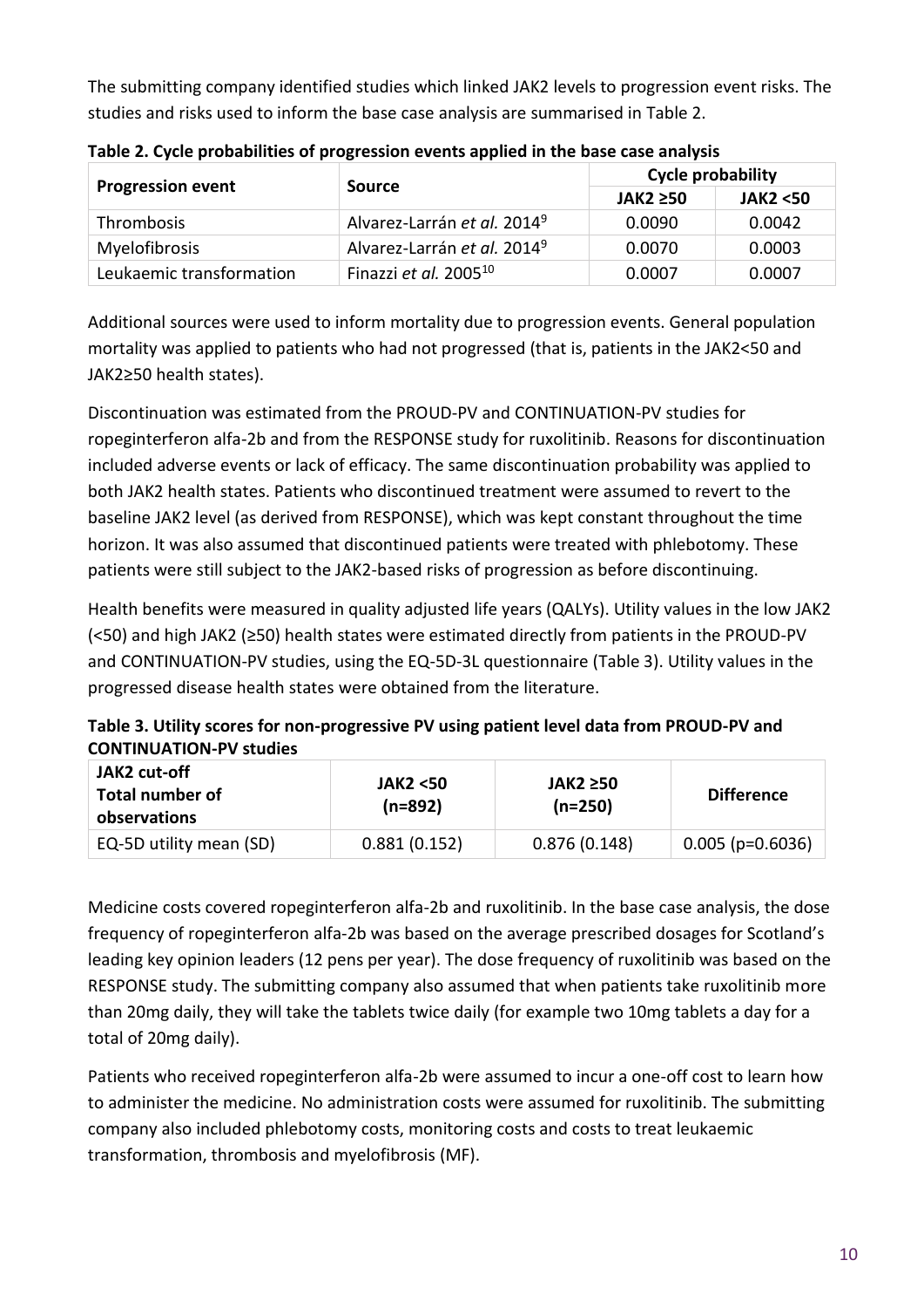The submitting company identified studies which linked JAK2 levels to progression event risks. The studies and risks used to inform the base case analysis are summarised in Table 2.

**Table 2. Cycle probabilities of progression events applied in the base case analysis**

| Progression event | Source | Cycle probability | |
|---|---|---|---|
| | | JAK2 ≥50 | JAK2 <50 |
| Thrombosis | Alvarez-Larrán *et al.* 2014[9] | 0.0090 | 0.0042 |
| Myelofibrosis | Alvarez-Larrán *et al.* 2014[9] | 0.0070 | 0.0003 |
| Leukaemic transformation | Finazzi *et al.* 2005[10] | 0.0007 | 0.0007 |

Additional sources were used to inform mortality due to progression events. General population mortality was applied to patients who had not progressed (that is, patients in the JAK2<50 and JAK2≥50 health states).

Discontinuation was estimated from the PROUD-PV and CONTINUATION-PV studies for ropeginterferon alfa-2b and from the RESPONSE study for ruxolitinib. Reasons for discontinuation included adverse events or lack of efficacy. The same discontinuation probability was applied to both JAK2 health states. Patients who discontinued treatment were assumed to revert to the baseline JAK2 level (as derived from RESPONSE), which was kept constant throughout the time horizon. It was also assumed that discontinued patients were treated with phlebotomy. These patients were still subject to the JAK2-based risks of progression as before discontinuing.

Health benefits were measured in quality adjusted life years (QALYs). Utility values in the low JAK2 (<50) and high JAK2 (≥50) health states were estimated directly from patients in the PROUD-PV and CONTINUATION-PV studies, using the EQ-5D-3L questionnaire (Table 3). Utility values in the progressed disease health states were obtained from the literature.

**Table 3. Utility scores for non-progressive PV using patient level data from PROUD-PV and CONTINUATION-PV studies**

| JAK2 cut-off Total number of observations | JAK2 <50 (n=892) | JAK2 ≥50 (n=250) | Difference |
|---|---|---|---|
| EQ-5D utility mean (SD) | 0.881 (0.152) | 0.876 (0.148) | 0.005 (p=0.6036) |

Medicine costs covered ropeginterferon alfa-2b and ruxolitinib. In the base case analysis, the dose frequency of ropeginterferon alfa-2b was based on the average prescribed dosages for Scotland's leading key opinion leaders (12 pens per year). The dose frequency of ruxolitinib was based on the RESPONSE study. The submitting company also assumed that when patients take ruxolitinib more than 20mg daily, they will take the tablets twice daily (for example two 10mg tablets a day for a total of 20mg daily).

Patients who received ropeginterferon alfa-2b were assumed to incur a one-off cost to learn how to administer the medicine. No administration costs were assumed for ruxolitinib. The submitting company also included phlebotomy costs, monitoring costs and costs to treat leukaemic transformation, thrombosis and myelofibrosis (MF).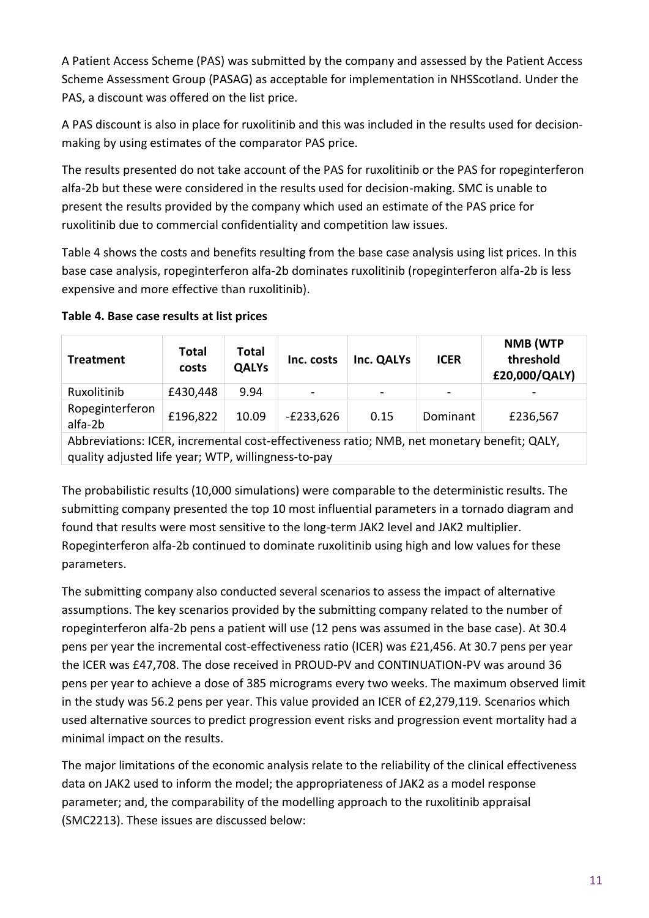A Patient Access Scheme (PAS) was submitted by the company and assessed by the Patient Access Scheme Assessment Group (PASAG) as acceptable for implementation in NHSScotland. Under the PAS, a discount was offered on the list price.

A PAS discount is also in place for ruxolitinib and this was included in the results used for decision-making by using estimates of the comparator PAS price.

The results presented do not take account of the PAS for ruxolitinib or the PAS for ropeginterferon alfa-2b but these were considered in the results used for decision-making. SMC is unable to present the results provided by the company which used an estimate of the PAS price for ruxolitinib due to commercial confidentiality and competition law issues.

Table 4 shows the costs and benefits resulting from the base case analysis using list prices. In this base case analysis, ropeginterferon alfa-2b dominates ruxolitinib (ropeginterferon alfa-2b is less expensive and more effective than ruxolitinib).

**Table 4. Base case results at list prices**

| Treatment | Total costs | Total QALYs | Inc. costs | Inc. QALYs | ICER | NMB (WTP threshold £20,000/QALY) |
|---|---|---|---|---|---|---|
| Ruxolitinib | £430,448 | 9.94 | - | - | - | - |
| Ropeginterferon alfa-2b | £196,822 | 10.09 | -£233,626 | 0.15 | Dominant | £236,567 |
| Abbreviations: ICER, incremental cost-effectiveness ratio; NMB, net monetary benefit; QALY, quality adjusted life year; WTP, willingness-to-pay | | | | | | |

The probabilistic results (10,000 simulations) were comparable to the deterministic results. The submitting company presented the top 10 most influential parameters in a tornado diagram and found that results were most sensitive to the long-term JAK2 level and JAK2 multiplier. Ropeginterferon alfa-2b continued to dominate ruxolitinib using high and low values for these parameters.

The submitting company also conducted several scenarios to assess the impact of alternative assumptions. The key scenarios provided by the submitting company related to the number of ropeginterferon alfa-2b pens a patient will use (12 pens was assumed in the base case). At 30.4 pens per year the incremental cost-effectiveness ratio (ICER) was £21,456. At 30.7 pens per year the ICER was £47,708. The dose received in PROUD-PV and CONTINUATION-PV was around 36 pens per year to achieve a dose of 385 micrograms every two weeks. The maximum observed limit in the study was 56.2 pens per year. This value provided an ICER of £2,279,119. Scenarios which used alternative sources to predict progression event risks and progression event mortality had a minimal impact on the results.

The major limitations of the economic analysis relate to the reliability of the clinical effectiveness data on JAK2 used to inform the model; the appropriateness of JAK2 as a model response parameter; and, the comparability of the modelling approach to the ruxolitinib appraisal (SMC2213). These issues are discussed below: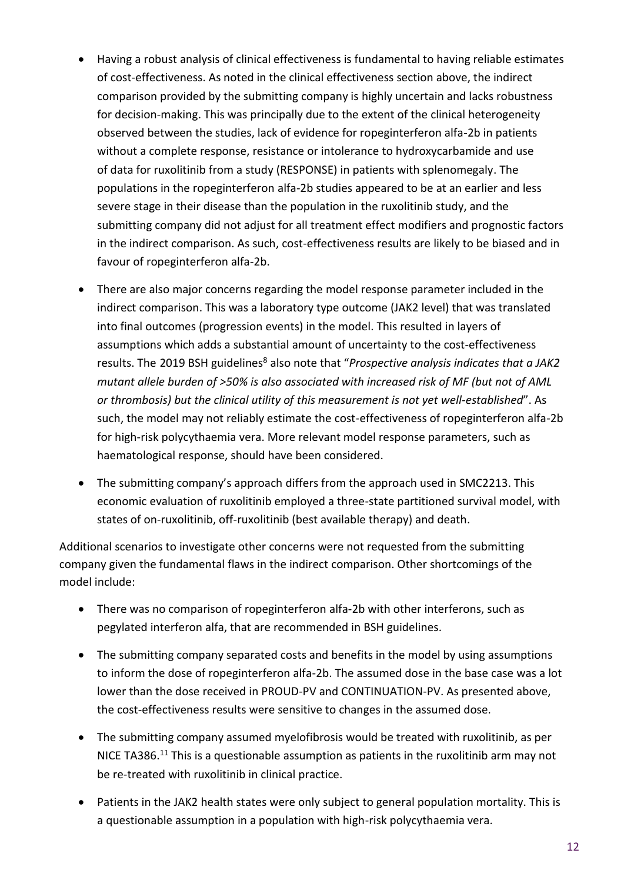- Having a robust analysis of clinical effectiveness is fundamental to having reliable estimates of cost-effectiveness. As noted in the clinical effectiveness section above, the indirect comparison provided by the submitting company is highly uncertain and lacks robustness for decision-making. This was principally due to the extent of the clinical heterogeneity observed between the studies, lack of evidence for ropeginterferon alfa-2b in patients without a complete response, resistance or intolerance to hydroxycarbamide and use of data for ruxolitinib from a study (RESPONSE) in patients with splenomegaly. The populations in the ropeginterferon alfa-2b studies appeared to be at an earlier and less severe stage in their disease than the population in the ruxolitinib study, and the submitting company did not adjust for all treatment effect modifiers and prognostic factors in the indirect comparison. As such, cost-effectiveness results are likely to be biased and in favour of ropeginterferon alfa-2b.

- There are also major concerns regarding the model response parameter included in the indirect comparison. This was a laboratory type outcome (JAK2 level) that was translated into final outcomes (progression events) in the model. This resulted in layers of assumptions which adds a substantial amount of uncertainty to the cost-effectiveness results. The 2019 BSH guidelines[8] also note that "*Prospective analysis indicates that a JAK2 mutant allele burden of >50% is also associated with increased risk of MF (but not of AML or thrombosis) but the clinical utility of this measurement is not yet well-established*". As such, the model may not reliably estimate the cost-effectiveness of ropeginterferon alfa-2b for high-risk polycythaemia vera. More relevant model response parameters, such as haematological response, should have been considered.

- The submitting company's approach differs from the approach used in SMC2213. This economic evaluation of ruxolitinib employed a three-state partitioned survival model, with states of on-ruxolitinib, off-ruxolitinib (best available therapy) and death.

Additional scenarios to investigate other concerns were not requested from the submitting company given the fundamental flaws in the indirect comparison. Other shortcomings of the model include:

- There was no comparison of ropeginterferon alfa-2b with other interferons, such as pegylated interferon alfa, that are recommended in BSH guidelines.

- The submitting company separated costs and benefits in the model by using assumptions to inform the dose of ropeginterferon alfa-2b. The assumed dose in the base case was a lot lower than the dose received in PROUD-PV and CONTINUATION-PV. As presented above, the cost-effectiveness results were sensitive to changes in the assumed dose.

- The submitting company assumed myelofibrosis would be treated with ruxolitinib, as per NICE TA386.[11] This is a questionable assumption as patients in the ruxolitinib arm may not be re-treated with ruxolitinib in clinical practice.

- Patients in the JAK2 health states were only subject to general population mortality. This is a questionable assumption in a population with high-risk polycythaemia vera.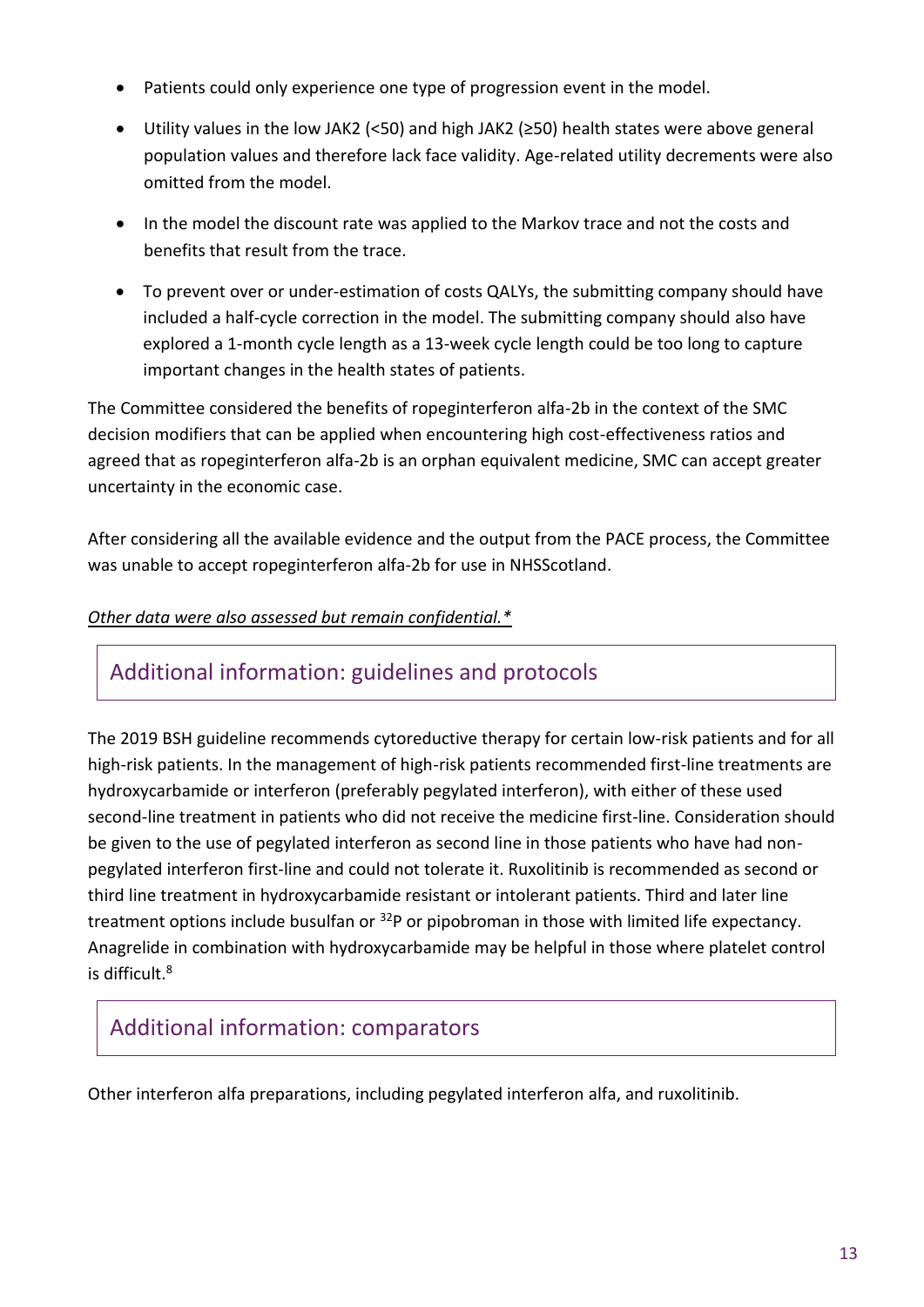- Patients could only experience one type of progression event in the model.
- Utility values in the low JAK2 (<50) and high JAK2 (≥50) health states were above general population values and therefore lack face validity. Age-related utility decrements were also omitted from the model.
- In the model the discount rate was applied to the Markov trace and not the costs and benefits that result from the trace.
- To prevent over or under-estimation of costs QALYs, the submitting company should have included a half-cycle correction in the model. The submitting company should also have explored a 1-month cycle length as a 13-week cycle length could be too long to capture important changes in the health states of patients.

The Committee considered the benefits of ropeginterferon alfa-2b in the context of the SMC decision modifiers that can be applied when encountering high cost-effectiveness ratios and agreed that as ropeginterferon alfa-2b is an orphan equivalent medicine, SMC can accept greater uncertainty in the economic case.

After considering all the available evidence and the output from the PACE process, the Committee was unable to accept ropeginterferon alfa-2b for use in NHSScotland.

*Other data were also assessed but remain confidential.**

## Additional information: guidelines and protocols

The 2019 BSH guideline recommends cytoreductive therapy for certain low-risk patients and for all high-risk patients. In the management of high-risk patients recommended first-line treatments are hydroxycarbamide or interferon (preferably pegylated interferon), with either of these used second-line treatment in patients who did not receive the medicine first-line. Consideration should be given to the use of pegylated interferon as second line in those patients who have had non-pegylated interferon first-line and could not tolerate it. Ruxolitinib is recommended as second or third line treatment in hydroxycarbamide resistant or intolerant patients. Third and later line treatment options include busulfan or $^{32}P$ or pipobroman in those with limited life expectancy. Anagrelide in combination with hydroxycarbamide may be helpful in those where platelet control is difficult.[8]

## Additional information: comparators

Other interferon alfa preparations, including pegylated interferon alfa, and ruxolitinib.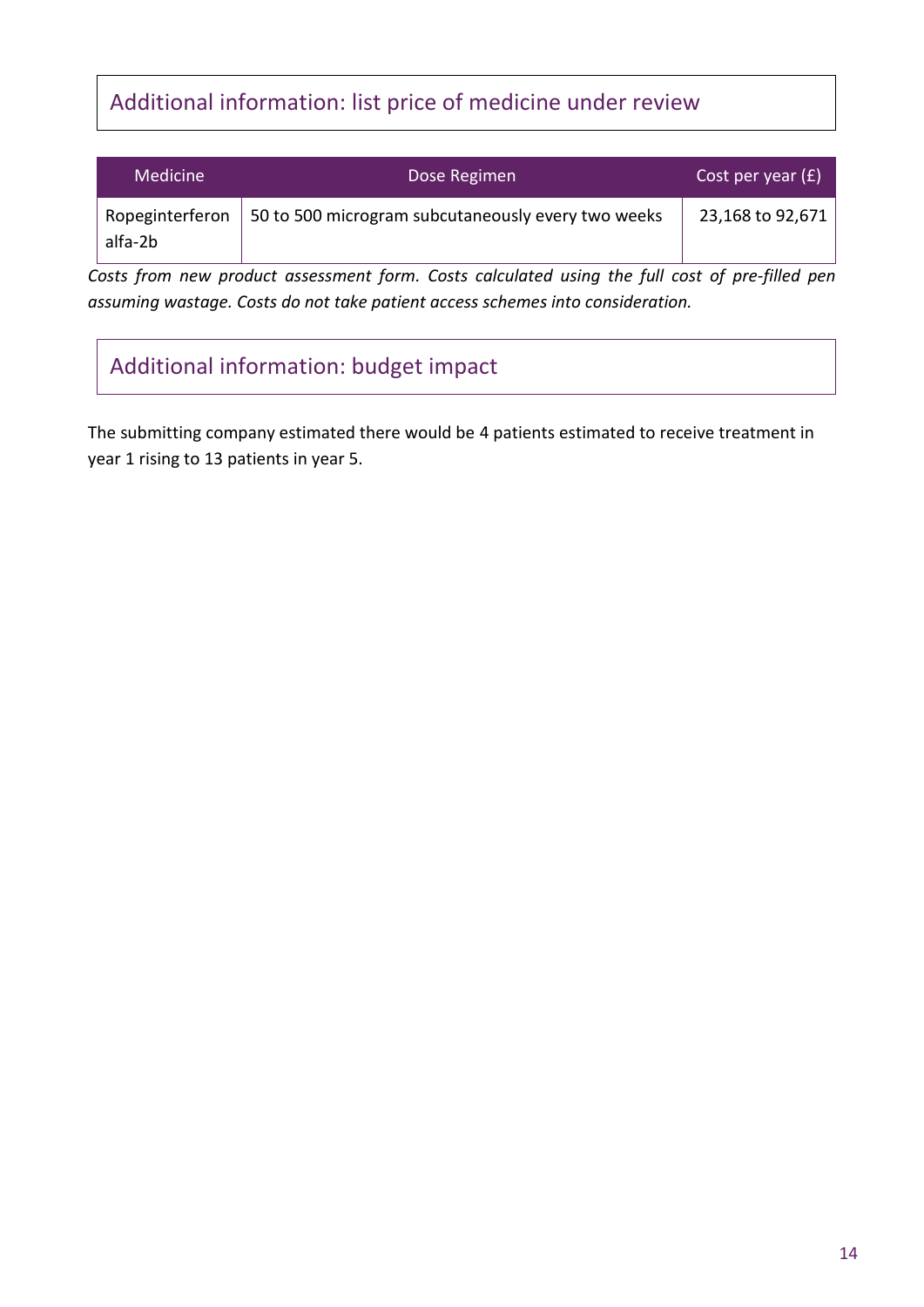## Additional information: list price of medicine under review

| Medicine | Dose Regimen | Cost per year (£) |
| --- | --- | --- |
| Ropeginterferon alfa-2b | 50 to 500 microgram subcutaneously every two weeks | 23,168 to 92,671 |

*Costs from new product assessment form. Costs calculated using the full cost of pre-filled pen assuming wastage. Costs do not take patient access schemes into consideration.*

## Additional information: budget impact

The submitting company estimated there would be 4 patients estimated to receive treatment in year 1 rising to 13 patients in year 5.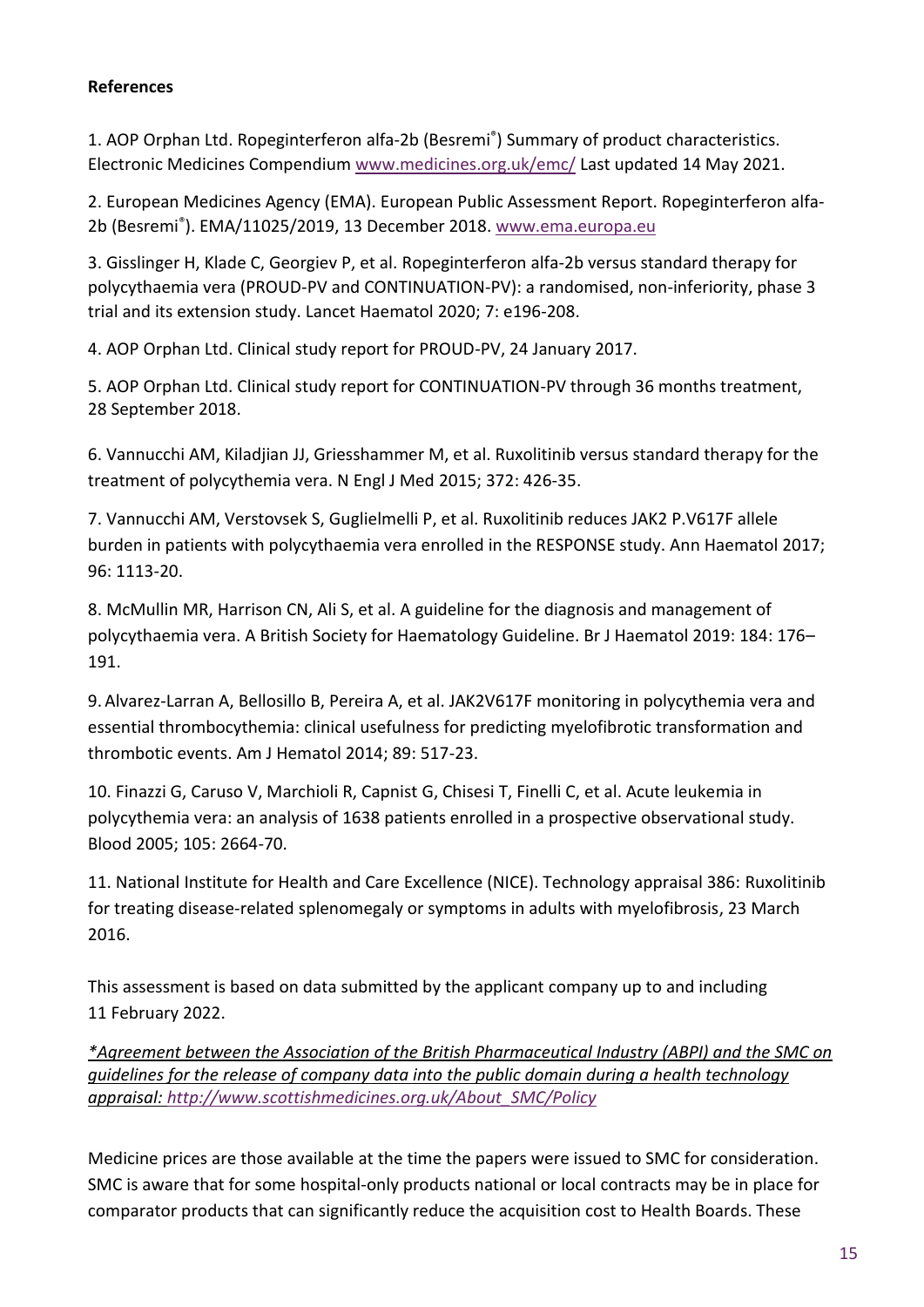**References**

1. AOP Orphan Ltd. Ropeginterferon alfa-2b (Besremi®) Summary of product characteristics. Electronic Medicines Compendium www.medicines.org.uk/emc/ Last updated 14 May 2021.

2. European Medicines Agency (EMA). European Public Assessment Report. Ropeginterferon alfa-2b (Besremi®). EMA/11025/2019, 13 December 2018. www.ema.europa.eu

3. Gisslinger H, Klade C, Georgiev P, et al. Ropeginterferon alfa-2b versus standard therapy for polycythaemia vera (PROUD-PV and CONTINUATION-PV): a randomised, non-inferiority, phase 3 trial and its extension study. Lancet Haematol 2020; 7: e196-208.

4. AOP Orphan Ltd. Clinical study report for PROUD-PV, 24 January 2017.

5. AOP Orphan Ltd. Clinical study report for CONTINUATION-PV through 36 months treatment, 28 September 2018.

6. Vannucchi AM, Kiladjian JJ, Griesshammer M, et al. Ruxolitinib versus standard therapy for the treatment of polycythemia vera. N Engl J Med 2015; 372: 426-35.

7. Vannucchi AM, Verstovsek S, Guglielmelli P, et al. Ruxolitinib reduces JAK2 P.V617F allele burden in patients with polycythaemia vera enrolled in the RESPONSE study. Ann Haematol 2017; 96: 1113-20.

8. McMullin MR, Harrison CN, Ali S, et al. A guideline for the diagnosis and management of polycythaemia vera. A British Society for Haematology Guideline. Br J Haematol 2019: 184: 176–191.

9. Alvarez-Larran A, Bellosillo B, Pereira A, et al. JAK2V617F monitoring in polycythemia vera and essential thrombocythemia: clinical usefulness for predicting myelofibrotic transformation and thrombotic events. Am J Hematol 2014; 89: 517-23.

10. Finazzi G, Caruso V, Marchioli R, Capnist G, Chisesi T, Finelli C, et al. Acute leukemia in polycythemia vera: an analysis of 1638 patients enrolled in a prospective observational study. Blood 2005; 105: 2664-70.

11. National Institute for Health and Care Excellence (NICE). Technology appraisal 386: Ruxolitinib for treating disease-related splenomegaly or symptoms in adults with myelofibrosis, 23 March 2016.

This assessment is based on data submitted by the applicant company up to and including 11 February 2022.

*\*Agreement between the Association of the British Pharmaceutical Industry (ABPI) and the SMC on guidelines for the release of company data into the public domain during a health technology appraisal: http://www.scottishmedicines.org.uk/About_SMC/Policy*

Medicine prices are those available at the time the papers were issued to SMC for consideration. SMC is aware that for some hospital-only products national or local contracts may be in place for comparator products that can significantly reduce the acquisition cost to Health Boards. These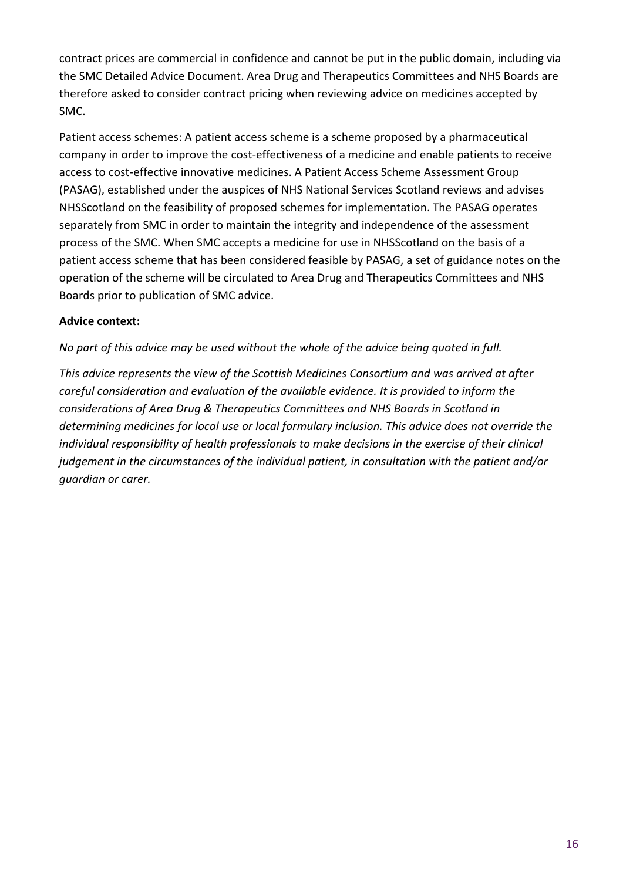contract prices are commercial in confidence and cannot be put in the public domain, including via the SMC Detailed Advice Document. Area Drug and Therapeutics Committees and NHS Boards are therefore asked to consider contract pricing when reviewing advice on medicines accepted by SMC.

Patient access schemes: A patient access scheme is a scheme proposed by a pharmaceutical company in order to improve the cost-effectiveness of a medicine and enable patients to receive access to cost-effective innovative medicines. A Patient Access Scheme Assessment Group (PASAG), established under the auspices of NHS National Services Scotland reviews and advises NHSScotland on the feasibility of proposed schemes for implementation. The PASAG operates separately from SMC in order to maintain the integrity and independence of the assessment process of the SMC. When SMC accepts a medicine for use in NHSScotland on the basis of a patient access scheme that has been considered feasible by PASAG, a set of guidance notes on the operation of the scheme will be circulated to Area Drug and Therapeutics Committees and NHS Boards prior to publication of SMC advice.

**Advice context:**

*No part of this advice may be used without the whole of the advice being quoted in full.*

*This advice represents the view of the Scottish Medicines Consortium and was arrived at after careful consideration and evaluation of the available evidence. It is provided to inform the considerations of Area Drug & Therapeutics Committees and NHS Boards in Scotland in determining medicines for local use or local formulary inclusion. This advice does not override the individual responsibility of health professionals to make decisions in the exercise of their clinical judgement in the circumstances of the individual patient, in consultation with the patient and/or guardian or carer.*